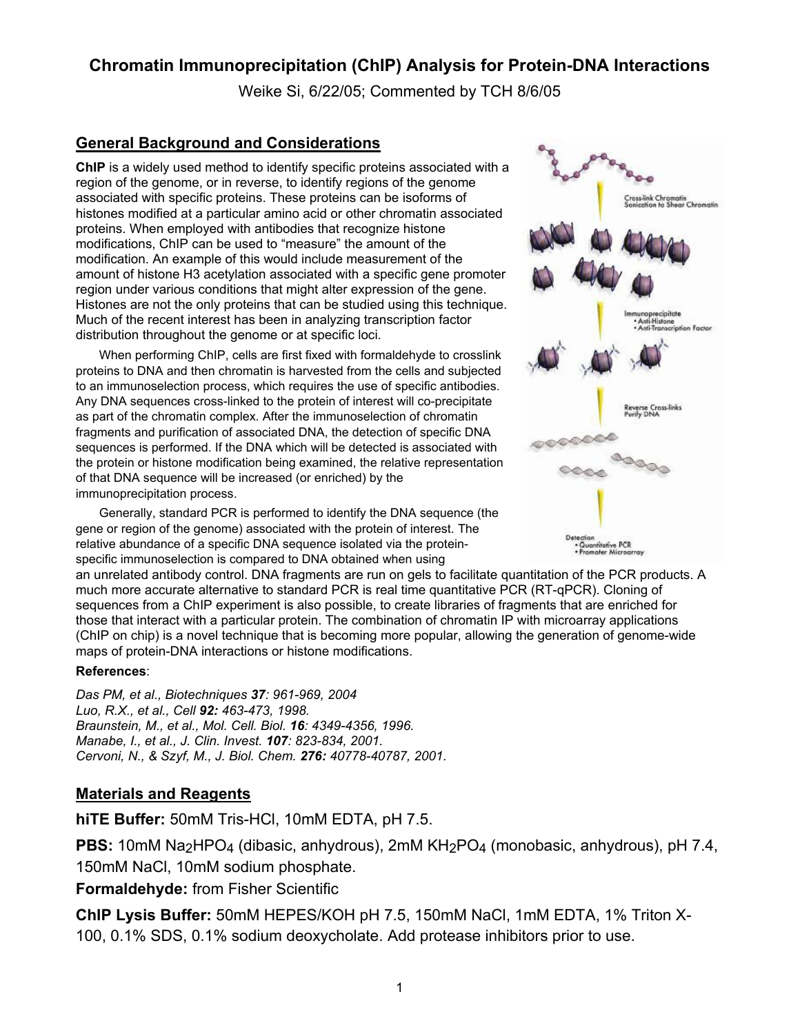# Chromatin Immunoprecipitation (ChIP) Analysis for Protein-DNA Interactions

Weike Si, 6/22/05; Commented by TCH 8/6/05

## General Background and Considerations

**ChIP** is a widely used method to identify specific proteins associated with a region of the genome, or in reverse, to identify regions of the genome associated with specific proteins. These proteins can be isoforms of histones modified at a particular amino acid or other chromatin associated proteins. When employed with antibodies that recognize histone modifications, ChIP can be used to "measure" the amount of the modification. An example of this would include measurement of the amount of histone H3 acetylation associated with a specific gene promoter region under various conditions that might alter expression of the gene. Histones are not the only proteins that can be studied using this technique. Much of the recent interest has been in analyzing transcription factor distribution throughout the genome or at specific loci.

When performing ChIP, cells are first fixed with formaldehyde to crosslink proteins to DNA and then chromatin is harvested from the cells and subjected to an immunoselection process, which requires the use of specific antibodies. Any DNA sequences cross-linked to the protein of interest will co-precipitate as part of the chromatin complex. After the immunoselection of chromatin fragments and purification of associated DNA, the detection of specific DNA sequences is performed. If the DNA which will be detected is associated with the protein or histone modification being examined, the relative representation of that DNA sequence will be increased (or enriched) by the immunoprecipitation process.

Generally, standard PCR is performed to identify the DNA sequence (the gene or region of the genome) associated with the protein of interest. The relative abundance of a specific DNA sequence isolated via the protein-specific immunoselection is compared to DNA obtained when using an unrelated antibody control. DNA fragments are run on gels to facilitate quantitation of the PCR products. A much more accurate alternative to standard PCR is real time quantitative PCR (RT-qPCR). Cloning of sequences from a ChIP experiment is also possible, to create libraries of fragments that are enriched for those that interact with a particular protein. The combination of chromatin IP with microarray applications (ChIP on chip) is a novel technique that is becoming more popular, allowing the generation of genome-wide maps of protein-DNA interactions or histone modifications.

Cross-link Chromatin
Sonication to Shear Chromatin

Immunoprecipitate
• Anti-Histone
• Anti-Transcription Factor

Reverse Cross-links
Purify DNA

Detection
• Quantitative PCR
• Promoter Microarray

**References**:

*Das PM, et al., Biotechniques **37**: 961-969, 2004*
*Luo, R.X., et al., Cell **92:** 463-473, 1998.*
*Braunstein, M., et al., Mol. Cell. Biol. **16**: 4349-4356, 1996.*
*Manabe, I., et al., J. Clin. Invest. **107**: 823-834, 2001.*
*Cervoni, N., & Szyf, M., J. Biol. Chem. **276:** 40778-40787, 2001.*

## Materials and Reagents

**hiTE Buffer:** 50mM Tris-HCl, 10mM EDTA, pH 7.5.

**PBS:** 10mM $Na_2HPO_4$ (dibasic, anhydrous), 2mM $KH_2PO_4$ (monobasic, anhydrous), pH 7.4, 150mM NaCl, 10mM sodium phosphate.

**Formaldehyde:** from Fisher Scientific

**ChIP Lysis Buffer:** 50mM HEPES/KOH pH 7.5, 150mM NaCl, 1mM EDTA, 1% Triton X-100, 0.1% SDS, 0.1% sodium deoxycholate. Add protease inhibitors prior to use.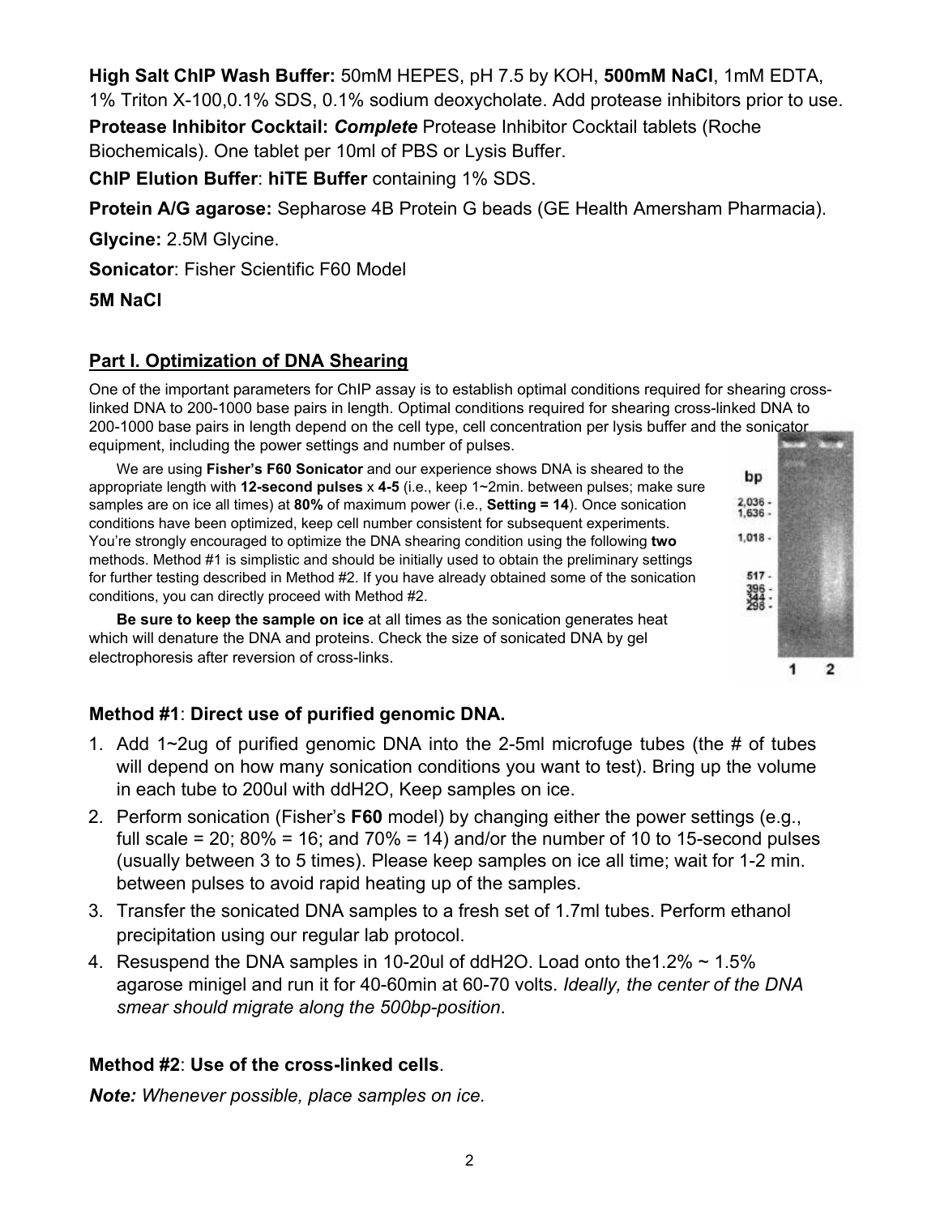**High Salt ChIP Wash Buffer:** 50mM HEPES, pH 7.5 by KOH, **500mM NaCl**, 1mM EDTA, 1% Triton X-100,0.1% SDS, 0.1% sodium deoxycholate. Add protease inhibitors prior to use.

**Protease Inhibitor Cocktail:** ***Complete*** Protease Inhibitor Cocktail tablets (Roche Biochemicals). One tablet per 10ml of PBS or Lysis Buffer.

**ChIP Elution Buffer**: **hiTE Buffer** containing 1% SDS.

**Protein A/G agarose:** Sepharose 4B Protein G beads (GE Health Amersham Pharmacia).

**Glycine:** 2.5M Glycine.

**Sonicator**: Fisher Scientific F60 Model

**5M NaCl**

## Part I. Optimization of DNA Shearing

One of the important parameters for ChIP assay is to establish optimal conditions required for shearing cross-linked DNA to 200-1000 base pairs in length. Optimal conditions required for shearing cross-linked DNA to 200-1000 base pairs in length depend on the cell type, cell concentration per lysis buffer and the sonicator equipment, including the power settings and number of pulses.

We are using **Fisher's F60 Sonicator** and our experience shows DNA is sheared to the appropriate length with **12-second pulses** x **4-5** (i.e., keep 1~2min. between pulses; make sure samples are on ice all times) at **80%** of maximum power (i.e., **Setting = 14**). Once sonication conditions have been optimized, keep cell number consistent for subsequent experiments. You're strongly encouraged to optimize the DNA shearing condition using the following **two** methods. Method #1 is simplistic and should be initially used to obtain the preliminary settings for further testing described in Method #2. If you have already obtained some of the sonication conditions, you can directly proceed with Method #2.

**Be sure to keep the sample on ice** at all times as the sonication generates heat which will denature the DNA and proteins. Check the size of sonicated DNA by gel electrophoresis after reversion of cross-links.

### Method #1: Direct use of purified genomic DNA.

1. Add 1~2ug of purified genomic DNA into the 2-5ml microfuge tubes (the # of tubes will depend on how many sonication conditions you want to test). Bring up the volume in each tube to 200ul with ddH2O, Keep samples on ice.
2. Perform sonication (Fisher's **F60** model) by changing either the power settings (e.g., full scale = 20; 80% = 16; and 70% = 14) and/or the number of 10 to 15-second pulses (usually between 3 to 5 times). Please keep samples on ice all time; wait for 1-2 min. between pulses to avoid rapid heating up of the samples.
3. Transfer the sonicated DNA samples to a fresh set of 1.7ml tubes. Perform ethanol precipitation using our regular lab protocol.
4. Resuspend the DNA samples in 10-20ul of ddH2O. Load onto the1.2% ~ 1.5% agarose minigel and run it for 40-60min at 60-70 volts. *Ideally, the center of the DNA smear should migrate along the 500bp-position*.

### Method #2: Use of the cross-linked cells.

***Note:*** *Whenever possible, place samples on ice.*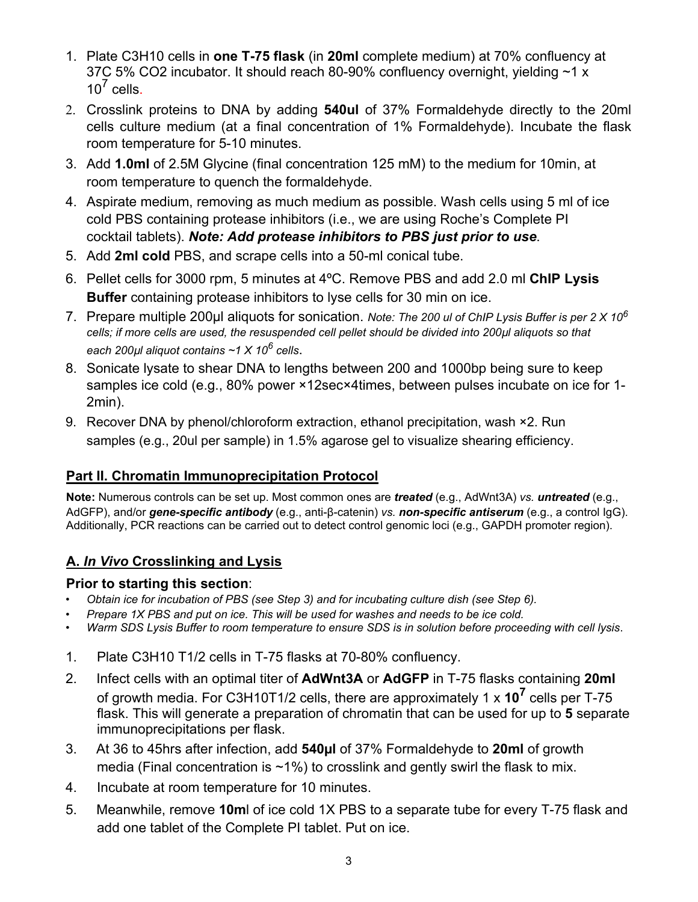1. Plate C3H10 cells in **one T-75 flask** (in **20ml** complete medium) at 70% confluency at 37C 5% CO2 incubator. It should reach 80-90% confluency overnight, yielding ~1 x $10^7$ cells.
2. Crosslink proteins to DNA by adding **540ul** of 37% Formaldehyde directly to the 20ml cells culture medium (at a final concentration of 1% Formaldehyde). Incubate the flask room temperature for 5-10 minutes.
3. Add **1.0ml** of 2.5M Glycine (final concentration 125 mM) to the medium for 10min, at room temperature to quench the formaldehyde.
4. Aspirate medium, removing as much medium as possible. Wash cells using 5 ml of ice cold PBS containing protease inhibitors (i.e., we are using Roche's Complete PI cocktail tablets). ***Note: Add protease inhibitors to PBS just prior to use***.
5. Add **2ml cold** PBS, and scrape cells into a 50-ml conical tube.
6. Pellet cells for 3000 rpm, 5 minutes at 4ºC. Remove PBS and add 2.0 ml **ChIP Lysis Buffer** containing protease inhibitors to lyse cells for 30 min on ice.
7. Prepare multiple 200μl aliquots for sonication. *Note: The 200 ul of ChIP Lysis Buffer is per 2 X $10^6$ cells; if more cells are used, the resuspended cell pellet should be divided into 200μl aliquots so that each 200μl aliquot contains ~1 X $10^6$ cells*.
8. Sonicate lysate to shear DNA to lengths between 200 and 1000bp being sure to keep samples ice cold (e.g., 80% power ×12sec×4times, between pulses incubate on ice for 1-2min).
9. Recover DNA by phenol/chloroform extraction, ethanol precipitation, wash ×2. Run samples (e.g., 20ul per sample) in 1.5% agarose gel to visualize shearing efficiency.

## Part II. Chromatin Immunoprecipitation Protocol

**Note:** Numerous controls can be set up. Most common ones are ***treated*** (e.g., AdWnt3A) *vs.* ***untreated*** (e.g., AdGFP), and/or ***gene-specific antibody*** (e.g., anti-β-catenin) *vs.* ***non-specific antiserum*** (e.g., a control IgG). Additionally, PCR reactions can be carried out to detect control genomic loci (e.g., GAPDH promoter region).

### A. *In Vivo* Crosslinking and Lysis

**Prior to starting this section**:

- *Obtain ice for incubation of PBS (see Step 3) and for incubating culture dish (see Step 6).*
- *Prepare 1X PBS and put on ice. This will be used for washes and needs to be ice cold.*
- *Warm SDS Lysis Buffer to room temperature to ensure SDS is in solution before proceeding with cell lysis*.

1. Plate C3H10 T1/2 cells in T-75 flasks at 70-80% confluency.
2. Infect cells with an optimal titer of **AdWnt3A** or **AdGFP** in T-75 flasks containing **20ml** of growth media. For C3H10T1/2 cells, there are approximately 1 x $\mathbf{10^7}$ cells per T-75 flask. This will generate a preparation of chromatin that can be used for up to **5** separate immunoprecipitations per flask.
3. At 36 to 45hrs after infection, add **540μl** of 37% Formaldehyde to **20ml** of growth media (Final concentration is ~1%) to crosslink and gently swirl the flask to mix.
4. Incubate at room temperature for 10 minutes.
5. Meanwhile, remove **10m**l of ice cold 1X PBS to a separate tube for every T-75 flask and add one tablet of the Complete PI tablet. Put on ice.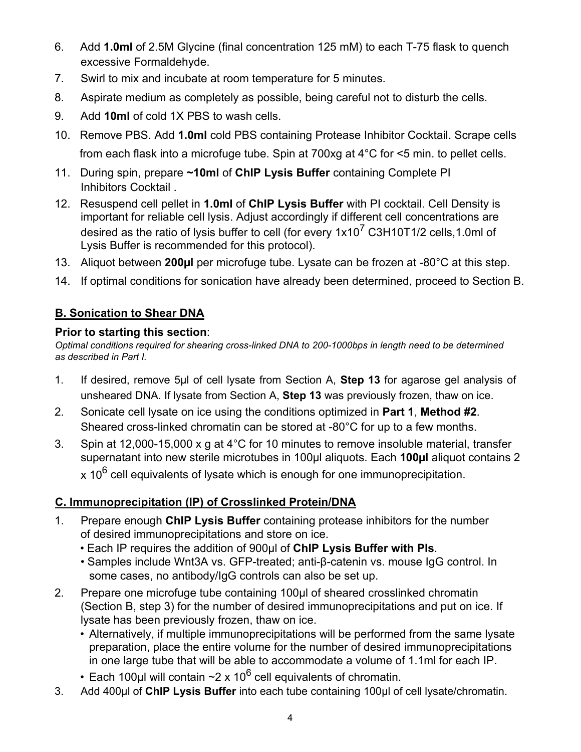6. Add **1.0ml** of 2.5M Glycine (final concentration 125 mM) to each T-75 flask to quench excessive Formaldehyde.
7. Swirl to mix and incubate at room temperature for 5 minutes.
8. Aspirate medium as completely as possible, being careful not to disturb the cells.
9. Add **10ml** of cold 1X PBS to wash cells.
10. Remove PBS. Add **1.0ml** cold PBS containing Protease Inhibitor Cocktail. Scrape cells from each flask into a microfuge tube. Spin at 700xg at 4°C for <5 min. to pellet cells.
11. During spin, prepare **~10ml** of **ChIP Lysis Buffer** containing Complete PI Inhibitors Cocktail .
12. Resuspend cell pellet in **1.0ml** of **ChIP Lysis Buffer** with PI cocktail. Cell Density is important for reliable cell lysis. Adjust accordingly if different cell concentrations are desired as the ratio of lysis buffer to cell (for every $1x10^7$ C3H10T1/2 cells,1.0ml of Lysis Buffer is recommended for this protocol).
13. Aliquot between **200µl** per microfuge tube. Lysate can be frozen at -80°C at this step.
14. If optimal conditions for sonication have already been determined, proceed to Section B.

## B. Sonication to Shear DNA

**Prior to starting this section**:

*Optimal conditions required for shearing cross-linked DNA to 200-1000bps in length need to be determined as described in Part I.*

1. If desired, remove 5µl of cell lysate from Section A, **Step 13** for agarose gel analysis of unsheared DNA. If lysate from Section A, **Step 13** was previously frozen, thaw on ice.
2. Sonicate cell lysate on ice using the conditions optimized in **Part 1**, **Method #2**. Sheared cross-linked chromatin can be stored at -80°C for up to a few months.
3. Spin at 12,000-15,000 x g at 4°C for 10 minutes to remove insoluble material, transfer supernatant into new sterile microtubes in 100µl aliquots. Each **100µl** aliquot contains $2 \times 10^6$ cell equivalents of lysate which is enough for one immunoprecipitation.

## C. Immunoprecipitation (IP) of Crosslinked Protein/DNA

1. Prepare enough **ChIP Lysis Buffer** containing protease inhibitors for the number of desired immunoprecipitations and store on ice.
   - Each IP requires the addition of 900µl of **ChIP Lysis Buffer with PIs**.
   - Samples include Wnt3A vs. GFP-treated; anti-β-catenin vs. mouse IgG control. In some cases, no antibody/IgG controls can also be set up.
2. Prepare one microfuge tube containing 100µl of sheared crosslinked chromatin (Section B, step 3) for the number of desired immunoprecipitations and put on ice. If lysate has been previously frozen, thaw on ice.
   - Alternatively, if multiple immunoprecipitations will be performed from the same lysate preparation, place the entire volume for the number of desired immunoprecipitations in one large tube that will be able to accommodate a volume of 1.1ml for each IP.
   - Each 100µl will contain ~$2 \times 10^6$ cell equivalents of chromatin.
3. Add 400µl of **ChIP Lysis Buffer** into each tube containing 100µl of cell lysate/chromatin.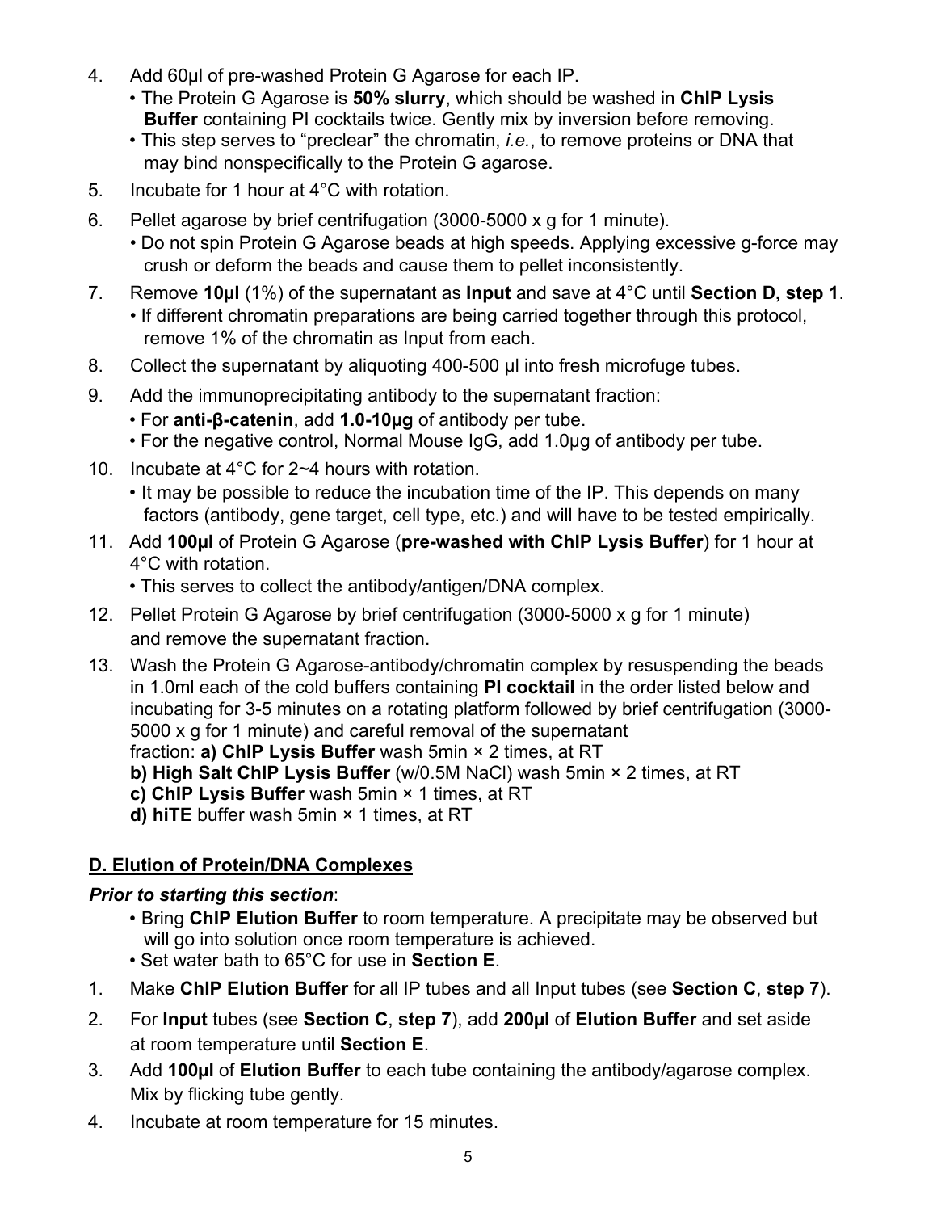4. Add 60µl of pre-washed Protein G Agarose for each IP.
   • The Protein G Agarose is **50% slurry**, which should be washed in **ChIP Lysis Buffer** containing PI cocktails twice. Gently mix by inversion before removing.
   • This step serves to "preclear" the chromatin, *i.e.*, to remove proteins or DNA that may bind nonspecifically to the Protein G agarose.
5. Incubate for 1 hour at 4°C with rotation.
6. Pellet agarose by brief centrifugation (3000-5000 x g for 1 minute).
   • Do not spin Protein G Agarose beads at high speeds. Applying excessive g-force may crush or deform the beads and cause them to pellet inconsistently.
7. Remove **10µl** (1%) of the supernatant as **Input** and save at 4°C until **Section D, step 1**.
   • If different chromatin preparations are being carried together through this protocol, remove 1% of the chromatin as Input from each.
8. Collect the supernatant by aliquoting 400-500 µl into fresh microfuge tubes.
9. Add the immunoprecipitating antibody to the supernatant fraction:
   • For **anti-β-catenin**, add **1.0-10µg** of antibody per tube.
   • For the negative control, Normal Mouse IgG, add 1.0µg of antibody per tube.
10. Incubate at 4°C for 2~4 hours with rotation.
    • It may be possible to reduce the incubation time of the IP. This depends on many factors (antibody, gene target, cell type, etc.) and will have to be tested empirically.
11. Add **100µl** of Protein G Agarose (**pre-washed with ChIP Lysis Buffer**) for 1 hour at 4°C with rotation.
    • This serves to collect the antibody/antigen/DNA complex.
12. Pellet Protein G Agarose by brief centrifugation (3000-5000 x g for 1 minute) and remove the supernatant fraction.
13. Wash the Protein G Agarose-antibody/chromatin complex by resuspending the beads in 1.0ml each of the cold buffers containing **PI cocktail** in the order listed below and incubating for 3-5 minutes on a rotating platform followed by brief centrifugation (3000-5000 x g for 1 minute) and careful removal of the supernatant fraction: **a) ChIP Lysis Buffer** wash 5min × 2 times, at RT
    **b) High Salt ChIP Lysis Buffer** (w/0.5M NaCl) wash 5min × 2 times, at RT
    **c) ChIP Lysis Buffer** wash 5min × 1 times, at RT
    **d) hiTE** buffer wash 5min × 1 times, at RT

## D. Elution of Protein/DNA Complexes

***Prior to starting this section***:

• Bring **ChIP Elution Buffer** to room temperature. A precipitate may be observed but will go into solution once room temperature is achieved.
• Set water bath to 65°C for use in **Section E**.

1. Make **ChIP Elution Buffer** for all IP tubes and all Input tubes (see **Section C**, **step 7**).
2. For **Input** tubes (see **Section C**, **step 7**), add **200µl** of **Elution Buffer** and set aside at room temperature until **Section E**.
3. Add **100µl** of **Elution Buffer** to each tube containing the antibody/agarose complex. Mix by flicking tube gently.
4. Incubate at room temperature for 15 minutes.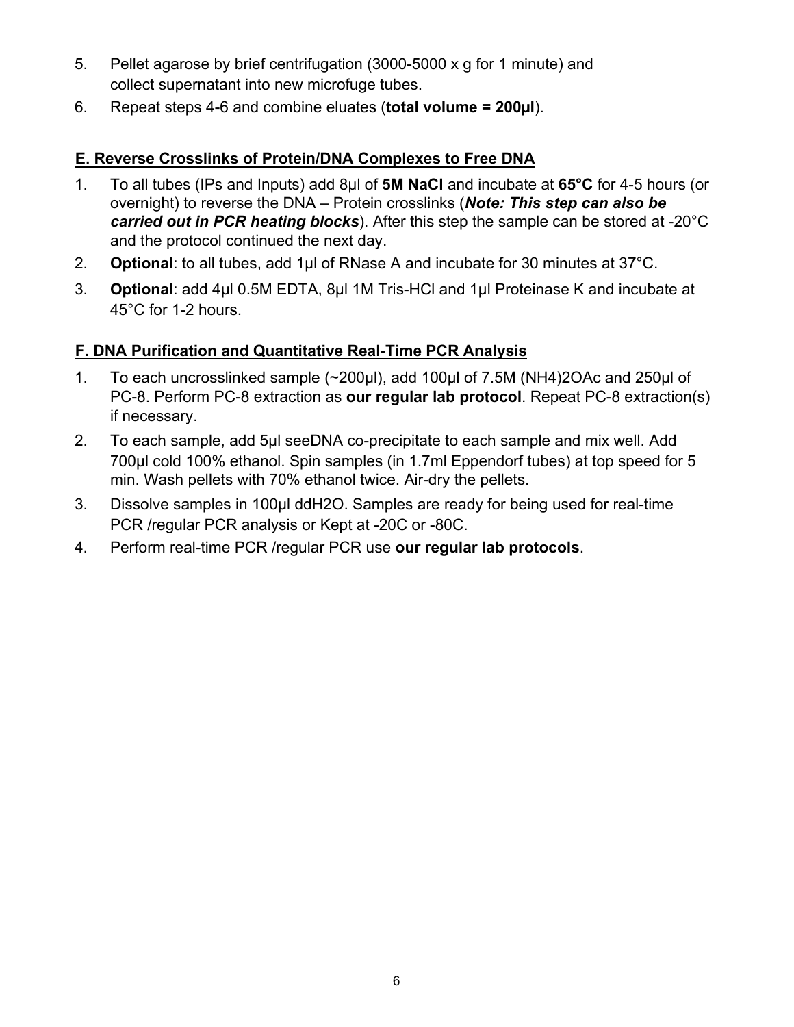5. Pellet agarose by brief centrifugation (3000-5000 x g for 1 minute) and collect supernatant into new microfuge tubes.
6. Repeat steps 4-6 and combine eluates (**total volume = 200µl**).

## E. Reverse Crosslinks of Protein/DNA Complexes to Free DNA

1. To all tubes (IPs and Inputs) add 8µl of **5M NaCl** and incubate at **65°C** for 4-5 hours (or overnight) to reverse the DNA – Protein crosslinks (***Note: This step can also be carried out in PCR heating blocks***). After this step the sample can be stored at -20°C and the protocol continued the next day.
2. **Optional**: to all tubes, add 1µl of RNase A and incubate for 30 minutes at 37°C.
3. **Optional**: add 4µl 0.5M EDTA, 8µl 1M Tris-HCl and 1µl Proteinase K and incubate at 45°C for 1-2 hours.

## F. DNA Purification and Quantitative Real-Time PCR Analysis

1. To each uncrosslinked sample (~200µl), add 100µl of 7.5M $(NH_4)_2OAc$ and 250µl of PC-8. Perform PC-8 extraction as **our regular lab protocol**. Repeat PC-8 extraction(s) if necessary.
2. To each sample, add 5µl seeDNA co-precipitate to each sample and mix well. Add 700µl cold 100% ethanol. Spin samples (in 1.7ml Eppendorf tubes) at top speed for 5 min. Wash pellets with 70% ethanol twice. Air-dry the pellets.
3. Dissolve samples in 100µl ddH2O. Samples are ready for being used for real-time PCR /regular PCR analysis or Kept at -20C or -80C.
4. Perform real-time PCR /regular PCR use **our regular lab protocols**.